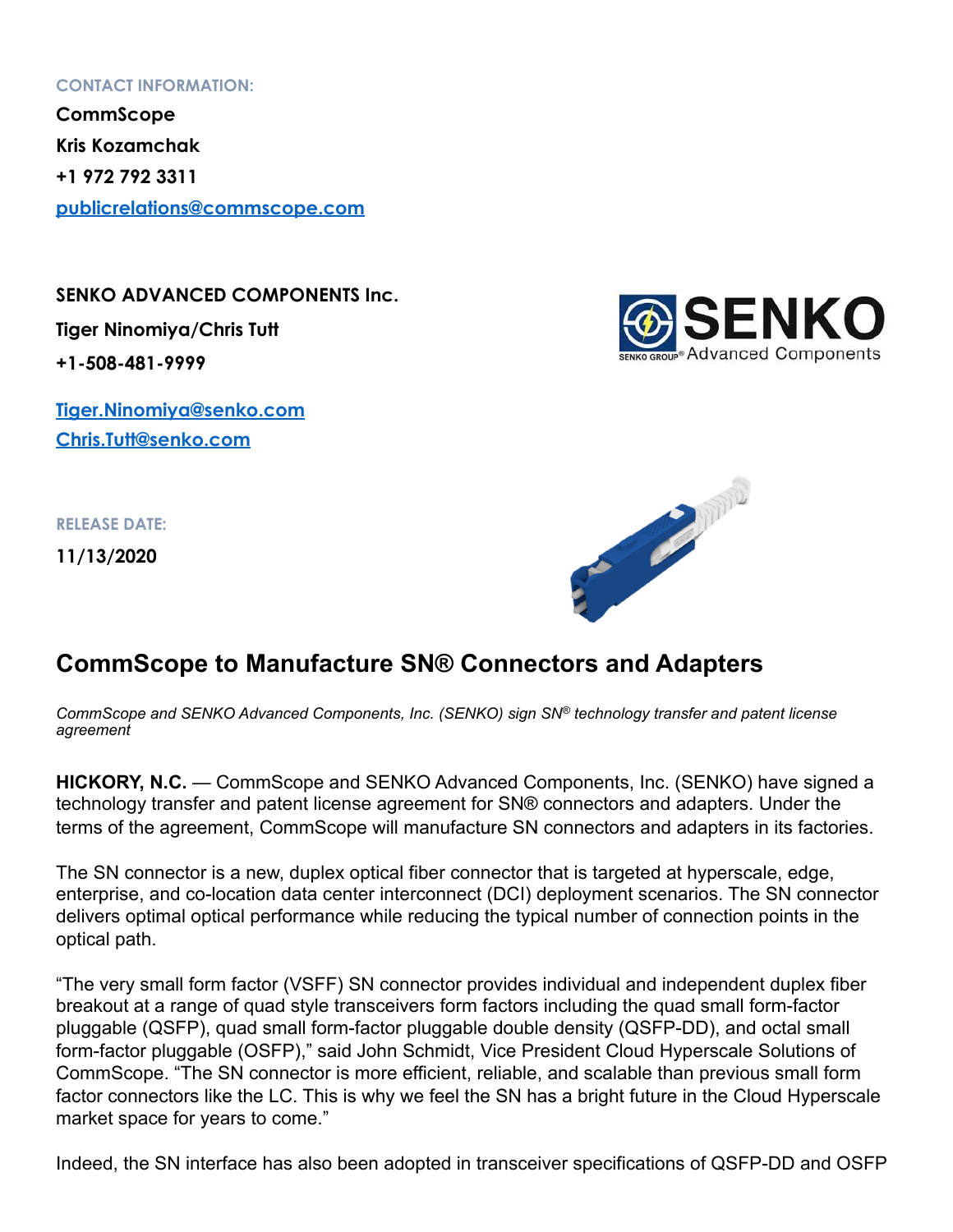CONTACT INFORMATION:

**CommScope**
**Kris Kozamchak**
**+1 972 792 3311**
**publicrelations@commscope.com**

**SENKO ADVANCED COMPONENTS Inc.**
**Tiger Ninomiya/Chris Tutt**
**+1-508-481-9999**

**Tiger.Ninomiya@senko.com**
**Chris.Tutt@senko.com**

RELEASE DATE:

**11/13/2020**

# CommScope to Manufacture SN® Connectors and Adapters

*CommScope and SENKO Advanced Components, Inc. (SENKO) sign SN® technology transfer and patent license agreement*

**HICKORY, N.C.** — CommScope and SENKO Advanced Components, Inc. (SENKO) have signed a technology transfer and patent license agreement for SN® connectors and adapters. Under the terms of the agreement, CommScope will manufacture SN connectors and adapters in its factories.

The SN connector is a new, duplex optical fiber connector that is targeted at hyperscale, edge, enterprise, and co-location data center interconnect (DCI) deployment scenarios. The SN connector delivers optimal optical performance while reducing the typical number of connection points in the optical path.

"The very small form factor (VSFF) SN connector provides individual and independent duplex fiber breakout at a range of quad style transceivers form factors including the quad small form-factor pluggable (QSFP), quad small form-factor pluggable double density (QSFP-DD), and octal small form-factor pluggable (OSFP)," said John Schmidt, Vice President Cloud Hyperscale Solutions of CommScope. "The SN connector is more efficient, reliable, and scalable than previous small form factor connectors like the LC. This is why we feel the SN has a bright future in the Cloud Hyperscale market space for years to come."

Indeed, the SN interface has also been adopted in transceiver specifications of QSFP-DD and OSFP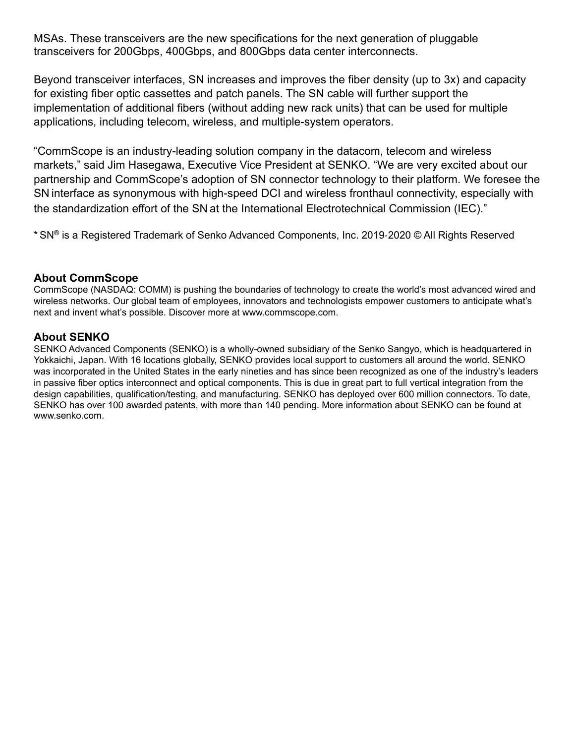MSAs. These transceivers are the new specifications for the next generation of pluggable transceivers for 200Gbps, 400Gbps, and 800Gbps data center interconnects.

Beyond transceiver interfaces, SN increases and improves the fiber density (up to 3x) and capacity for existing fiber optic cassettes and patch panels. The SN cable will further support the implementation of additional fibers (without adding new rack units) that can be used for multiple applications, including telecom, wireless, and multiple-system operators.

“CommScope is an industry-leading solution company in the datacom, telecom and wireless markets,” said Jim Hasegawa, Executive Vice President at SENKO. “We are very excited about our partnership and CommScope’s adoption of SN connector technology to their platform. We foresee the SN interface as synonymous with high-speed DCI and wireless fronthaul connectivity, especially with the standardization effort of the SN at the International Electrotechnical Commission (IEC).”

* SN® is a Registered Trademark of Senko Advanced Components, Inc. 2019-2020 © All Rights Reserved

### About CommScope

CommScope (NASDAQ: COMM) is pushing the boundaries of technology to create the world’s most advanced wired and wireless networks. Our global team of employees, innovators and technologists empower customers to anticipate what’s next and invent what’s possible. Discover more at www.commscope.com.

### About SENKO

SENKO Advanced Components (SENKO) is a wholly-owned subsidiary of the Senko Sangyo, which is headquartered in Yokkaichi, Japan. With 16 locations globally, SENKO provides local support to customers all around the world. SENKO was incorporated in the United States in the early nineties and has since been recognized as one of the industry’s leaders in passive fiber optics interconnect and optical components. This is due in great part to full vertical integration from the design capabilities, qualification/testing, and manufacturing. SENKO has deployed over 600 million connectors. To date, SENKO has over 100 awarded patents, with more than 140 pending. More information about SENKO can be found at www.senko.com.